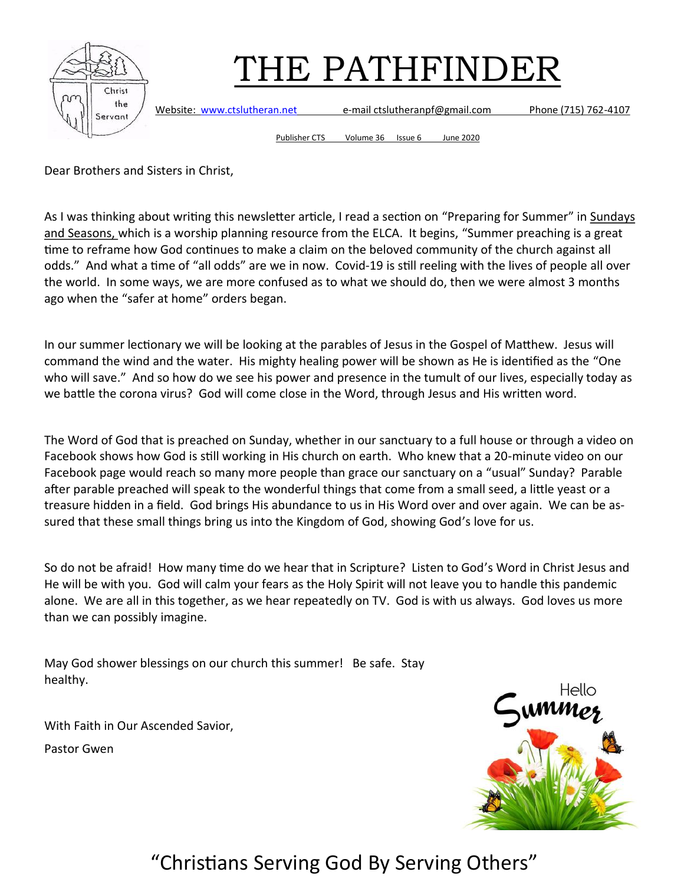# THE PATHFINDER

Website: www.ctslutheran.net e-mail ctslutheranpf@gmail.com Phone (715) 762-4107

Publisher CTS Volume 36 Issue 6 June 2020

Dear Brothers and Sisters in Christ,

As I was thinking about writing this newsletter article, I read a section on "Preparing for Summer" in Sundays and Seasons, which is a worship planning resource from the ELCA. It begins, "Summer preaching is a great time to reframe how God continues to make a claim on the beloved community of the church against all odds." And what a time of "all odds" are we in now. Covid-19 is still reeling with the lives of people all over the world. In some ways, we are more confused as to what we should do, then we were almost 3 months ago when the "safer at home" orders began.

In our summer lectionary we will be looking at the parables of Jesus in the Gospel of Matthew. Jesus will command the wind and the water. His mighty healing power will be shown as He is identified as the "One who will save." And so how do we see his power and presence in the tumult of our lives, especially today as we battle the corona virus? God will come close in the Word, through Jesus and His written word.

The Word of God that is preached on Sunday, whether in our sanctuary to a full house or through a video on Facebook shows how God is still working in His church on earth. Who knew that a 20-minute video on our Facebook page would reach so many more people than grace our sanctuary on a "usual" Sunday? Parable after parable preached will speak to the wonderful things that come from a small seed, a little yeast or a treasure hidden in a field. God brings His abundance to us in His Word over and over again. We can be assured that these small things bring us into the Kingdom of God, showing God's love for us.

So do not be afraid! How many time do we hear that in Scripture? Listen to God's Word in Christ Jesus and He will be with you. God will calm your fears as the Holy Spirit will not leave you to handle this pandemic alone. We are all in this together, as we hear repeatedly on TV. God is with us always. God loves us more than we can possibly imagine.

May God shower blessings on our church this summer! Be safe. Stay healthy.

With Faith in Our Ascended Savior,

Pastor Gwen

Hello Summer

"Christians Serving God By Serving Others"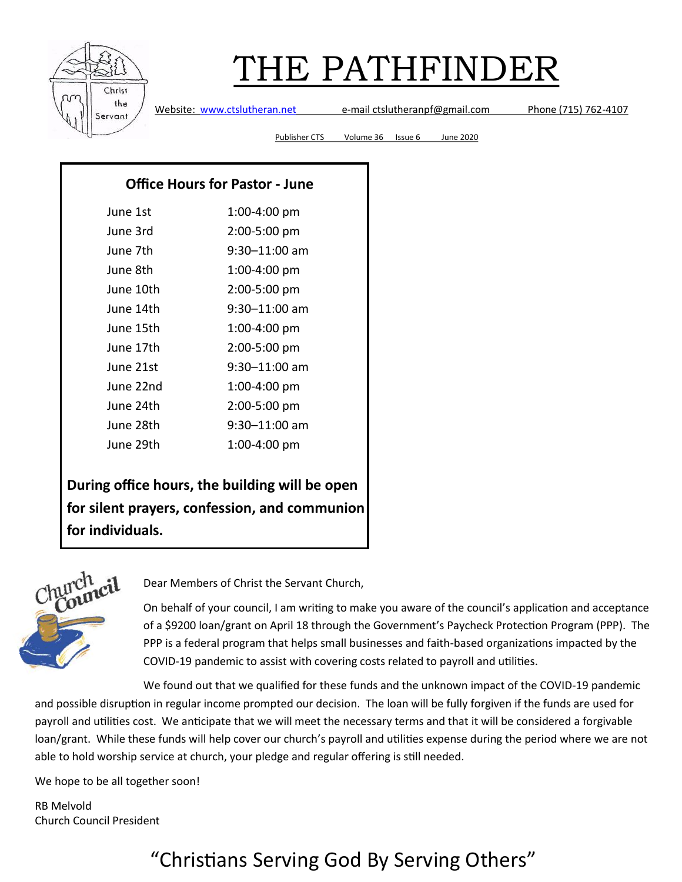# THE PATHFINDER

Website: www.ctslutheran.net e-mail ctslutheranpf@gmail.com Phone (715) 762-4107

Publisher CTS Volume 36 Issue 6 June 2020

### Office Hours for Pastor - June

| Date | Hours |
|---|---|
| June 1st | 1:00-4:00 pm |
| June 3rd | 2:00-5:00 pm |
| June 7th | 9:30–11:00 am |
| June 8th | 1:00-4:00 pm |
| June 10th | 2:00-5:00 pm |
| June 14th | 9:30–11:00 am |
| June 15th | 1:00-4:00 pm |
| June 17th | 2:00-5:00 pm |
| June 21st | 9:30–11:00 am |
| June 22nd | 1:00-4:00 pm |
| June 24th | 2:00-5:00 pm |
| June 28th | 9:30–11:00 am |
| June 29th | 1:00-4:00 pm |

**During office hours, the building will be open for silent prayers, confession, and communion for individuals.**

Church Council

Dear Members of Christ the Servant Church,

On behalf of your council, I am writing to make you aware of the council's application and acceptance of a $9200 loan/grant on April 18 through the Government's Paycheck Protection Program (PPP). The PPP is a federal program that helps small businesses and faith-based organizations impacted by the COVID-19 pandemic to assist with covering costs related to payroll and utilities.

We found out that we qualified for these funds and the unknown impact of the COVID-19 pandemic and possible disruption in regular income prompted our decision. The loan will be fully forgiven if the funds are used for payroll and utilities cost. We anticipate that we will meet the necessary terms and that it will be considered a forgivable loan/grant. While these funds will help cover our church's payroll and utilities expense during the period where we are not able to hold worship service at church, your pledge and regular offering is still needed.

We hope to be all together soon!

RB Melvold
Church Council President

"Christians Serving God By Serving Others"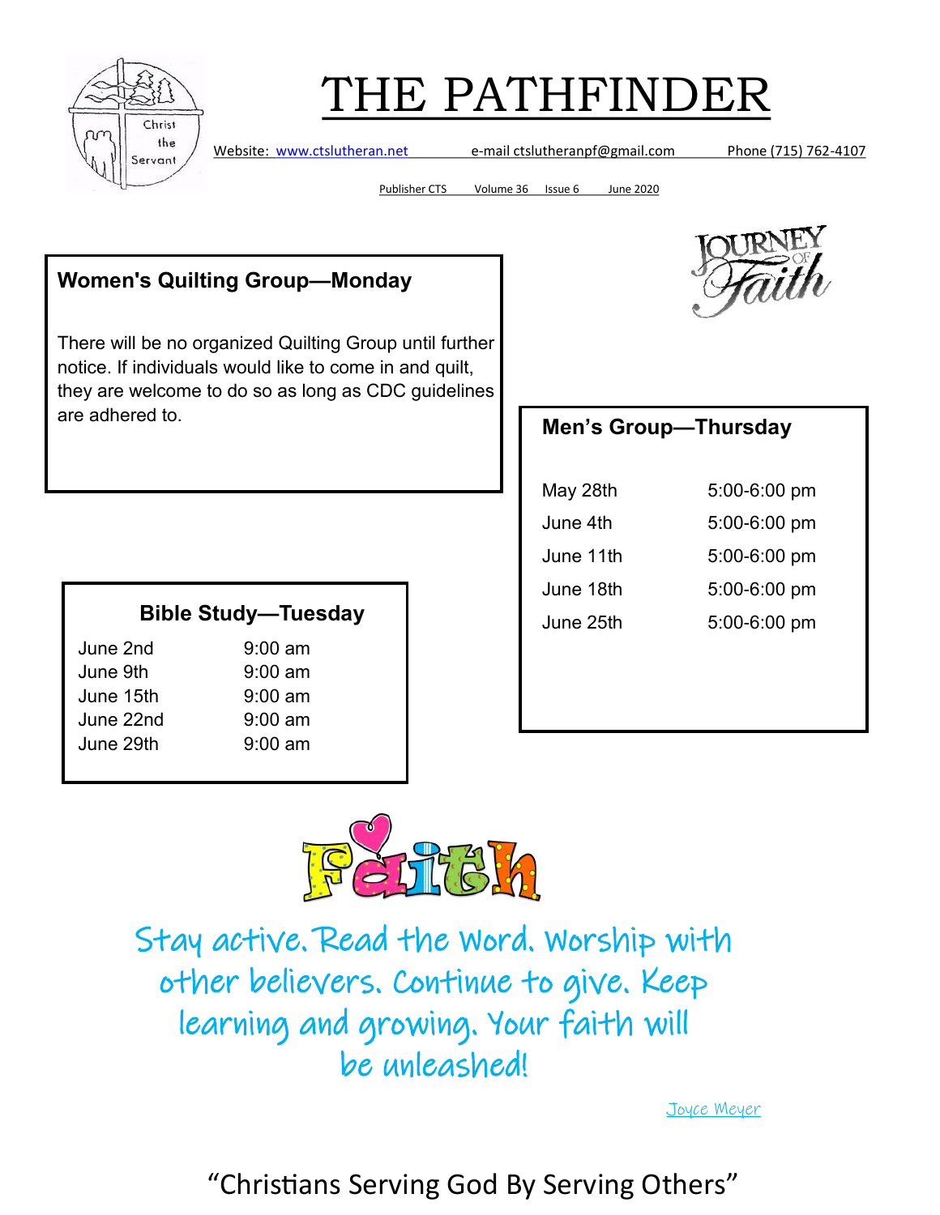# THE PATHFINDER

Website: www.ctslutheran.net e-mail ctslutheranpf@gmail.com Phone (715) 762-4107

Publisher CTS Volume 36 Issue 6 June 2020

## Women's Quilting Group—Monday

There will be no organized Quilting Group until further notice. If individuals would like to come in and quilt, they are welcome to do so as long as CDC guidelines are adhered to.

## Men's Group—Thursday

| | |
|---|---|
| May 28th | 5:00-6:00 pm |
| June 4th | 5:00-6:00 pm |
| June 11th | 5:00-6:00 pm |
| June 18th | 5:00-6:00 pm |
| June 25th | 5:00-6:00 pm |

## Bible Study—Tuesday

| | |
|---|---|
| June 2nd | 9:00 am |
| June 9th | 9:00 am |
| June 15th | 9:00 am |
| June 22nd | 9:00 am |
| June 29th | 9:00 am |

Faith

Stay active. Read the Word. Worship with other believers. Continue to give. Keep learning and growing. Your faith will be unleashed!

Joyce Meyer

"Christians Serving God By Serving Others"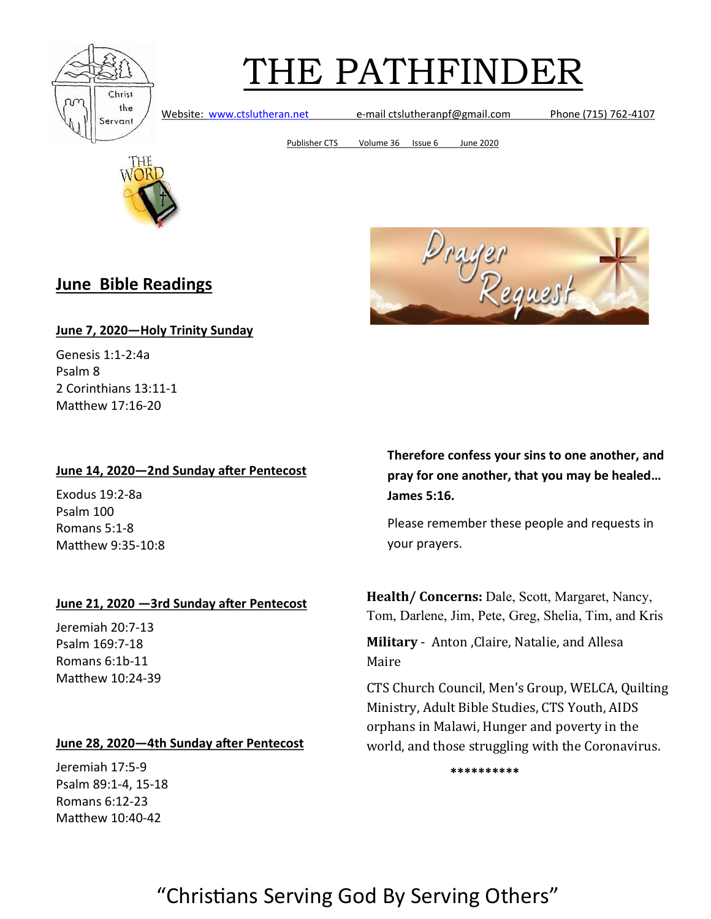# THE PATHFINDER

Website: www.ctslutheran.net e-mail ctslutheranpf@gmail.com Phone (715) 762-4107

Publisher CTS Volume 36 Issue 6 June 2020

## June Bible Readings

**June 7, 2020—Holy Trinity Sunday**

Genesis 1:1-2:4a
Psalm 8
2 Corinthians 13:11-1
Matthew 17:16-20

**June 14, 2020—2nd Sunday after Pentecost**

Exodus 19:2-8a
Psalm 100
Romans 5:1-8
Matthew 9:35-10:8

**June 21, 2020 —3rd Sunday after Pentecost**

Jeremiah 20:7-13
Psalm 169:7-18
Romans 6:1b-11
Matthew 10:24-39

**June 28, 2020—4th Sunday after Pentecost**

Jeremiah 17:5-9
Psalm 89:1-4, 15-18
Romans 6:12-23
Matthew 10:40-42

## Prayer Request

**Therefore confess your sins to one another, and pray for one another, that you may be healed… James 5:16.**

Please remember these people and requests in your prayers.

**Health/ Concerns:** Dale, Scott, Margaret, Nancy, Tom, Darlene, Jim, Pete, Greg, Shelia, Tim, and Kris

**Military** - Anton ,Claire, Natalie, and Allesa Maire

CTS Church Council, Men's Group, WELCA, Quilting Ministry, Adult Bible Studies, CTS Youth, AIDS orphans in Malawi, Hunger and poverty in the world, and those struggling with the Coronavirus.

**********

"Christians Serving God By Serving Others"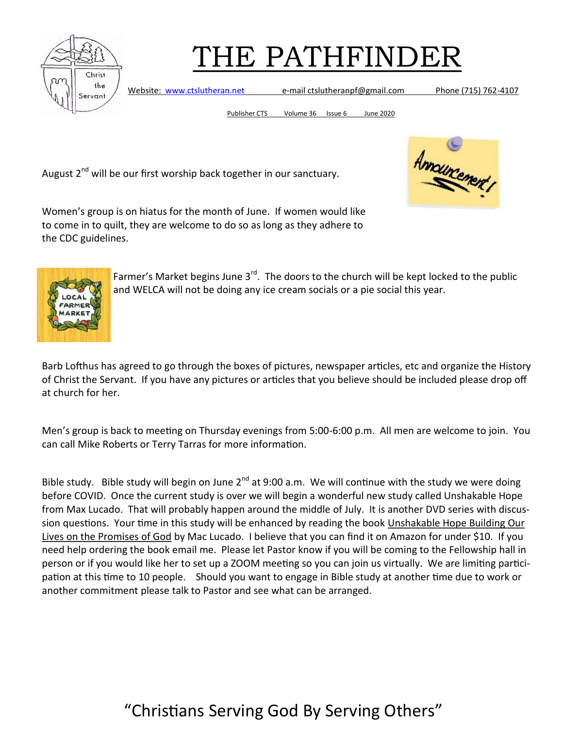# THE PATHFINDER

Website: www.ctslutheran.net e-mail ctslutheranpf@gmail.com Phone (715) 762-4107

Publisher CTS Volume 36 Issue 6 June 2020

August 2nd will be our first worship back together in our sanctuary.

Women's group is on hiatus for the month of June. If women would like to come in to quilt, they are welcome to do so as long as they adhere to the CDC guidelines.

Farmer's Market begins June 3rd. The doors to the church will be kept locked to the public and WELCA will not be doing any ice cream socials or a pie social this year.

Barb Lofthus has agreed to go through the boxes of pictures, newspaper articles, etc and organize the History of Christ the Servant. If you have any pictures or articles that you believe should be included please drop off at church for her.

Men's group is back to meeting on Thursday evenings from 5:00-6:00 p.m. All men are welcome to join. You can call Mike Roberts or Terry Tarras for more information.

Bible study. Bible study will begin on June 2nd at 9:00 a.m. We will continue with the study we were doing before COVID. Once the current study is over we will begin a wonderful new study called Unshakable Hope from Max Lucado. That will probably happen around the middle of July. It is another DVD series with discussion questions. Your time in this study will be enhanced by reading the book Unshakable Hope Building Our Lives on the Promises of God by Mac Lucado. I believe that you can find it on Amazon for under $10. If you need help ordering the book email me. Please let Pastor know if you will be coming to the Fellowship hall in person or if you would like her to set up a ZOOM meeting so you can join us virtually. We are limiting participation at this time to 10 people. Should you want to engage in Bible study at another time due to work or another commitment please talk to Pastor and see what can be arranged.

"Christians Serving God By Serving Others"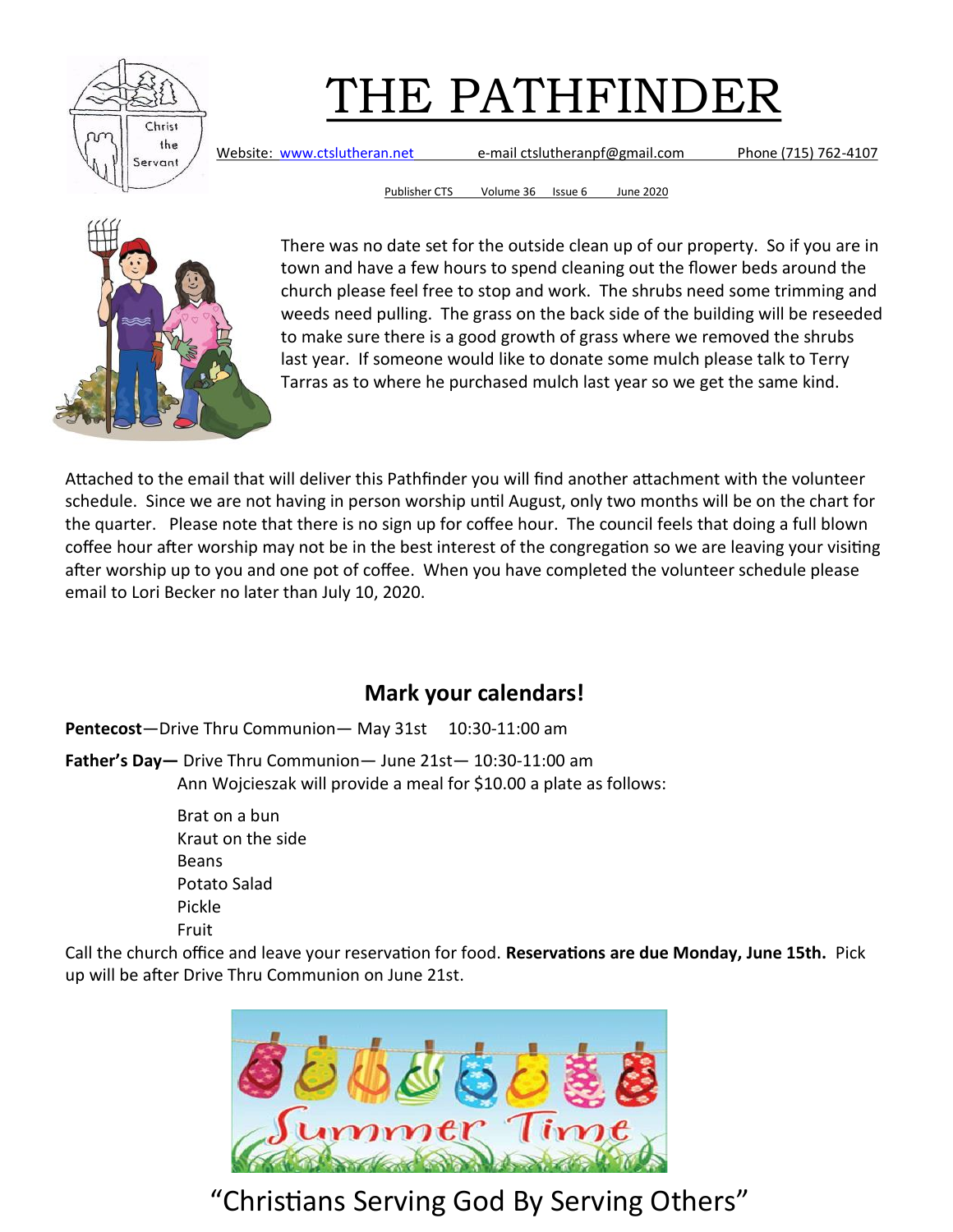# THE PATHFINDER

Website: www.ctslutheran.net e-mail ctslutheranpf@gmail.com Phone (715) 762-4107

Publisher CTS Volume 36 Issue 6 June 2020

There was no date set for the outside clean up of our property. So if you are in town and have a few hours to spend cleaning out the flower beds around the church please feel free to stop and work. The shrubs need some trimming and weeds need pulling. The grass on the back side of the building will be reseeded to make sure there is a good growth of grass where we removed the shrubs last year. If someone would like to donate some mulch please talk to Terry Tarras as to where he purchased mulch last year so we get the same kind.

Attached to the email that will deliver this Pathfinder you will find another attachment with the volunteer schedule. Since we are not having in person worship until August, only two months will be on the chart for the quarter. Please note that there is no sign up for coffee hour. The council feels that doing a full blown coffee hour after worship may not be in the best interest of the congregation so we are leaving your visiting after worship up to you and one pot of coffee. When you have completed the volunteer schedule please email to Lori Becker no later than July 10, 2020.

## Mark your calendars!

**Pentecost**—Drive Thru Communion— May 31st 10:30-11:00 am

**Father's Day—** Drive Thru Communion— June 21st— 10:30-11:00 am
Ann Wojcieszak will provide a meal for $10.00 a plate as follows:

Brat on a bun
Kraut on the side
Beans
Potato Salad
Pickle
Fruit

Call the church office and leave your reservation for food. **Reservations are due Monday, June 15th.** Pick up will be after Drive Thru Communion on June 21st.

Summer Time

"Christians Serving God By Serving Others"